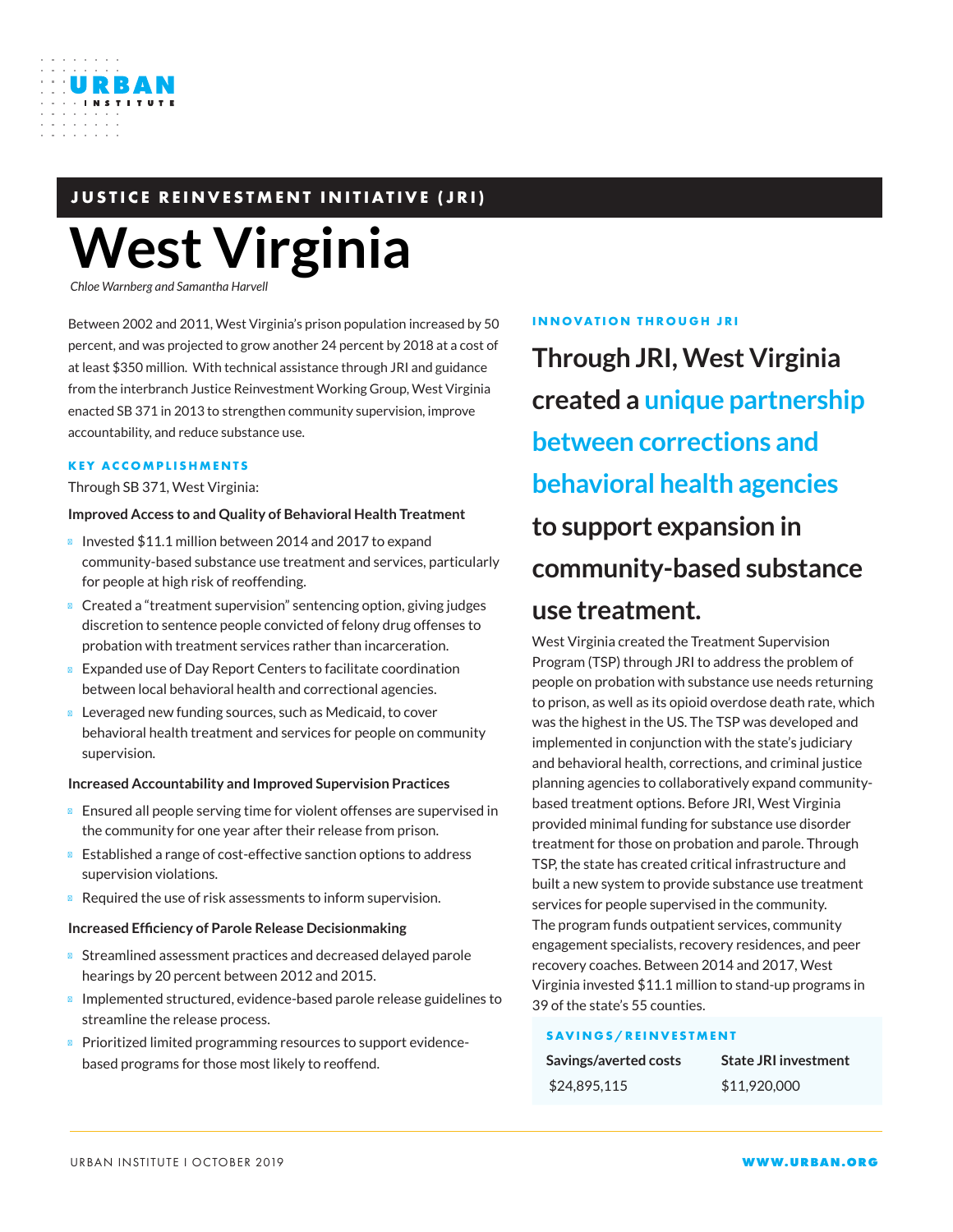JUSTICE REINVESTMENT INITIATIVE (JRI)

# West Virginia

*Chloe Warnberg and Samantha Harvell*

Between 2002 and 2011, West Virginia's prison population increased by 50 percent, and was projected to grow another 24 percent by 2018 at a cost of at least $350 million. With technical assistance through JRI and guidance from the interbranch Justice Reinvestment Working Group, West Virginia enacted SB 371 in 2013 to strengthen community supervision, improve accountability, and reduce substance use.

### KEY ACCOMPLISHMENTS

Through SB 371, West Virginia:

**Improved Access to and Quality of Behavioral Health Treatment**

- Invested $11.1 million between 2014 and 2017 to expand community-based substance use treatment and services, particularly for people at high risk of reoffending.
- Created a "treatment supervision" sentencing option, giving judges discretion to sentence people convicted of felony drug offenses to probation with treatment services rather than incarceration.
- Expanded use of Day Report Centers to facilitate coordination between local behavioral health and correctional agencies.
- Leveraged new funding sources, such as Medicaid, to cover behavioral health treatment and services for people on community supervision.

**Increased Accountability and Improved Supervision Practices**

- Ensured all people serving time for violent offenses are supervised in the community for one year after their release from prison.
- Established a range of cost-effective sanction options to address supervision violations.
- Required the use of risk assessments to inform supervision.

**Increased Efficiency of Parole Release Decisionmaking**

- Streamlined assessment practices and decreased delayed parole hearings by 20 percent between 2012 and 2015.
- Implemented structured, evidence-based parole release guidelines to streamline the release process.
- Prioritized limited programming resources to support evidence-based programs for those most likely to reoffend.

### INNOVATION THROUGH JRI

## Through JRI, West Virginia created a unique partnership between corrections and behavioral health agencies to support expansion in community-based substance use treatment.

West Virginia created the Treatment Supervision Program (TSP) through JRI to address the problem of people on probation with substance use needs returning to prison, as well as its opioid overdose death rate, which was the highest in the US. The TSP was developed and implemented in conjunction with the state's judiciary and behavioral health, corrections, and criminal justice planning agencies to collaboratively expand community-based treatment options. Before JRI, West Virginia provided minimal funding for substance use disorder treatment for those on probation and parole. Through TSP, the state has created critical infrastructure and built a new system to provide substance use treatment services for people supervised in the community. The program funds outpatient services, community engagement specialists, recovery residences, and peer recovery coaches. Between 2014 and 2017, West Virginia invested $11.1 million to stand-up programs in 39 of the state's 55 counties.

### SAVINGS/REINVESTMENT

| Savings/averted costs | State JRI investment |
|---|---|
| $24,895,115 | $11,920,000 |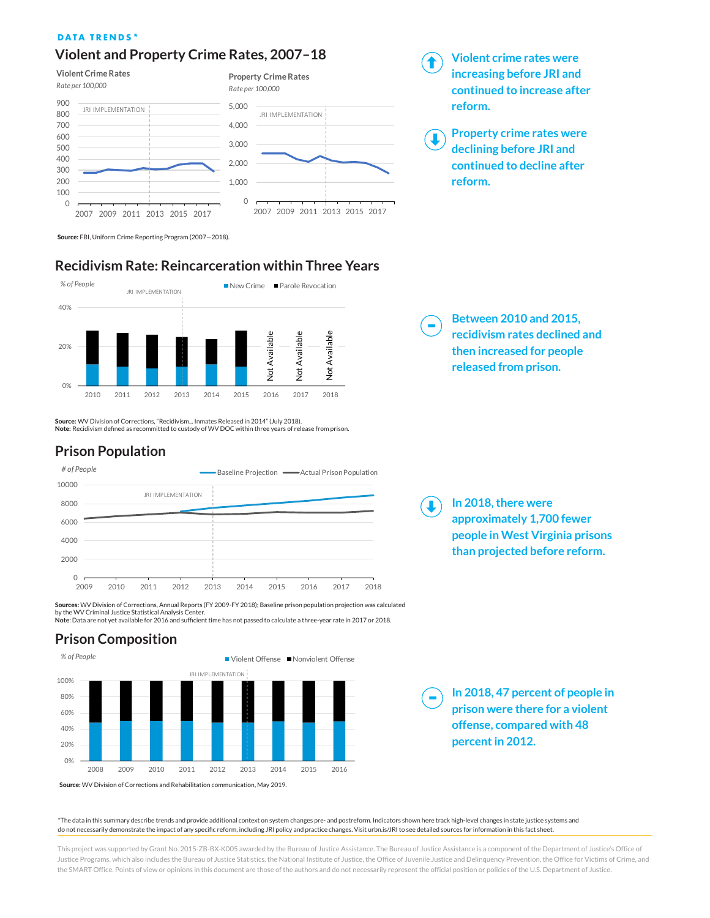**DATA TRENDS***

## Violent and Property Crime Rates, 2007–18

Violent Crime Rates

*Rate per 100,000*

900
800
700
600
500
400
300
200
100
0

JRI IMPLEMENTATION

2007 2009 2011 2013 2015 2017

Property Crime Rates

*Rate per 100,000*

5,000
4,000
3,000
2,000
1,000
0

JRI IMPLEMENTATION

2007 2009 2011 2013 2015 2017

**Source:** FBI, Uniform Crime Reporting Program (2007—2018).

**Violent crime rates were increasing before JRI and continued to increase after reform.**

**Property crime rates were declining before JRI and continued to decline after reform.**

## Recidivism Rate: Reincarceration within Three Years

*% of People*

New Crime | Parole Revocation

JRI IMPLEMENTATION

40%
20%
0%

2010 2011 2012 2013 2014 2015 2016 2017 2018

Not Available | Not Available | Not Available

**Source:** WV Division of Corrections, "Recidivism... Inmates Released in 2014" (July 2018).
**Note:** Recidivism defined as recommitted to custody of WV DOC within three years of release from prison.

**Between 2010 and 2015, recidivism rates declined and then increased for people released from prison.**

## Prison Population

*# of People*

Baseline Projection | Actual Prison Population

JRI IMPLEMENTATION

10000
8000
6000
4000
2000
0

2009 2010 2011 2012 2013 2014 2015 2016 2017 2018

**Sources:** WV Division of Corrections, Annual Reports (FY 2009-FY 2018); Baseline prison population projection was calculated by the WV Criminal Justice Statistical Analysis Center.
**Note:** Data are not yet available for 2016 and sufficient time has not passed to calculate a three-year rate in 2017 or 2018.

**In 2018, there were approximately 1,700 fewer people in West Virginia prisons than projected before reform.**

## Prison Composition

*% of People*

Violent Offense | Nonviolent Offense

JRI IMPLEMENTATION

100%
80%
60%
40%
20%
0%

2008 2009 2010 2011 2012 2013 2014 2015 2016

**Source:** WV Division of Corrections and Rehabilitation communication, May 2019.

**In 2018, 47 percent of people in prison were there for a violent offense, compared with 48 percent in 2012.**

*The data in this summary describe trends and provide additional context on system changes pre- and postreform. Indicators shown here track high-level changes in state justice systems and do not necessarily demonstrate the impact of any specific reform, including JRI policy and practice changes. Visit urbn.is/JRI to see detailed sources for information in this fact sheet.

This project was supported by Grant No. 2015-ZB-BX-K005 awarded by the Bureau of Justice Assistance. The Bureau of Justice Assistance is a component of the Department of Justice's Office of Justice Programs, which also includes the Bureau of Justice Statistics, the National Institute of Justice, the Office of Juvenile Justice and Delinquency Prevention, the Office for Victims of Crime, and the SMART Office. Points of view or opinions in this document are those of the authors and do not necessarily represent the official position or policies of the U.S. Department of Justice.